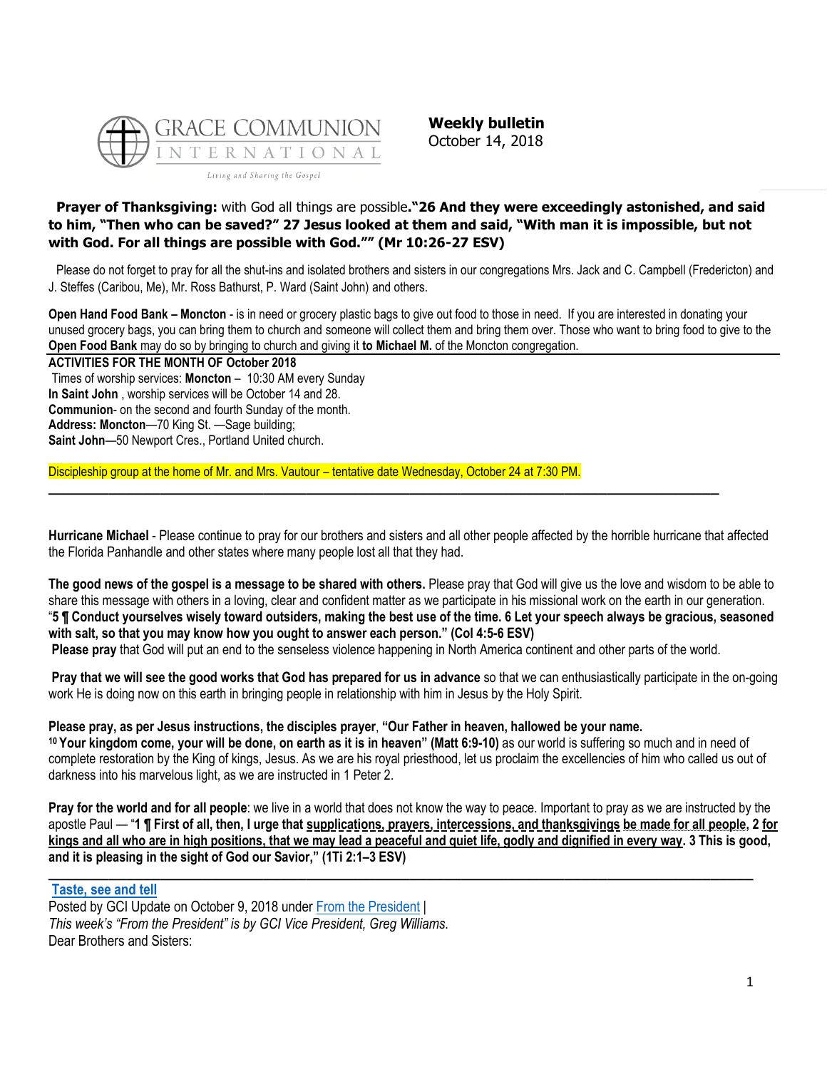GRACE COMMUNION INTERNATIONAL

*Living and Sharing the Gospel*

**Weekly bulletin**
October 14, 2018

**Prayer of Thanksgiving:** with God all things are possible**."26 And they were exceedingly astonished, and said to him, "Then who can be saved?" 27 Jesus looked at them and said, "With man it is impossible, but not with God. For all things are possible with God."" (Mr 10:26-27 ESV)**

Please do not forget to pray for all the shut-ins and isolated brothers and sisters in our congregations Mrs. Jack and C. Campbell (Fredericton) and J. Steffes (Caribou, Me), Mr. Ross Bathurst, P. Ward (Saint John) and others.

**Open Hand Food Bank – Moncton** - is in need or grocery plastic bags to give out food to those in need. If you are interested in donating your unused grocery bags, you can bring them to church and someone will collect them and bring them over. Those who want to bring food to give to the **Open Food Bank** may do so by bringing to church and giving it **to Michael M.** of the Moncton congregation.

**ACTIVITIES FOR THE MONTH OF October 2018**

Times of worship services: **Moncton** – 10:30 AM every Sunday
**In Saint John** , worship services will be October 14 and 28.
**Communion**- on the second and fourth Sunday of the month.
**Address: Moncton**—70 King St. —Sage building;
**Saint John**—50 Newport Cres., Portland United church.

Discipleship group at the home of Mr. and Mrs. Vautour – tentative date Wednesday, October 24 at 7:30 PM.

---

**Hurricane Michael** - Please continue to pray for our brothers and sisters and all other people affected by the horrible hurricane that affected the Florida Panhandle and other states where many people lost all that they had.

**The good news of the gospel is a message to be shared with others.** Please pray that God will give us the love and wisdom to be able to share this message with others in a loving, clear and confident matter as we participate in his missional work on the earth in our generation. "**5 ¶ Conduct yourselves wisely toward outsiders, making the best use of the time. 6 Let your speech always be gracious, seasoned with salt, so that you may know how you ought to answer each person." (Col 4:5-6 ESV)**

**Please pray** that God will put an end to the senseless violence happening in North America continent and other parts of the world.

**Pray that we will see the good works that God has prepared for us in advance** so that we can enthusiastically participate in the on-going work He is doing now on this earth in bringing people in relationship with him in Jesus by the Holy Spirit.

**Please pray, as per Jesus instructions, the disciples prayer**, **"Our Father in heaven, hallowed be your name.**
**10 Your kingdom come, your will be done, on earth as it is in heaven" (Matt 6:9-10)** as our world is suffering so much and in need of complete restoration by the King of kings, Jesus. As we are his royal priesthood, let us proclaim the excellencies of him who called us out of darkness into his marvelous light, as we are instructed in 1 Peter 2.

**Pray for the world and for all people**: we live in a world that does not know the way to peace. Important to pray as we are instructed by the apostle Paul — "**1 ¶ First of all, then, I urge that supplications, prayers, intercessions, and thanksgivings be made for all people, 2 for kings and all who are in high positions, that we may lead a peaceful and quiet life, godly and dignified in every way. 3 This is good, and it is pleasing in the sight of God our Savior," (1Ti 2:1–3 ESV)**

---

**Taste, see and tell**

Posted by GCI Update on October 9, 2018 under From the President |
*This week's "From the President" is by GCI Vice President, Greg Williams.*
Dear Brothers and Sisters: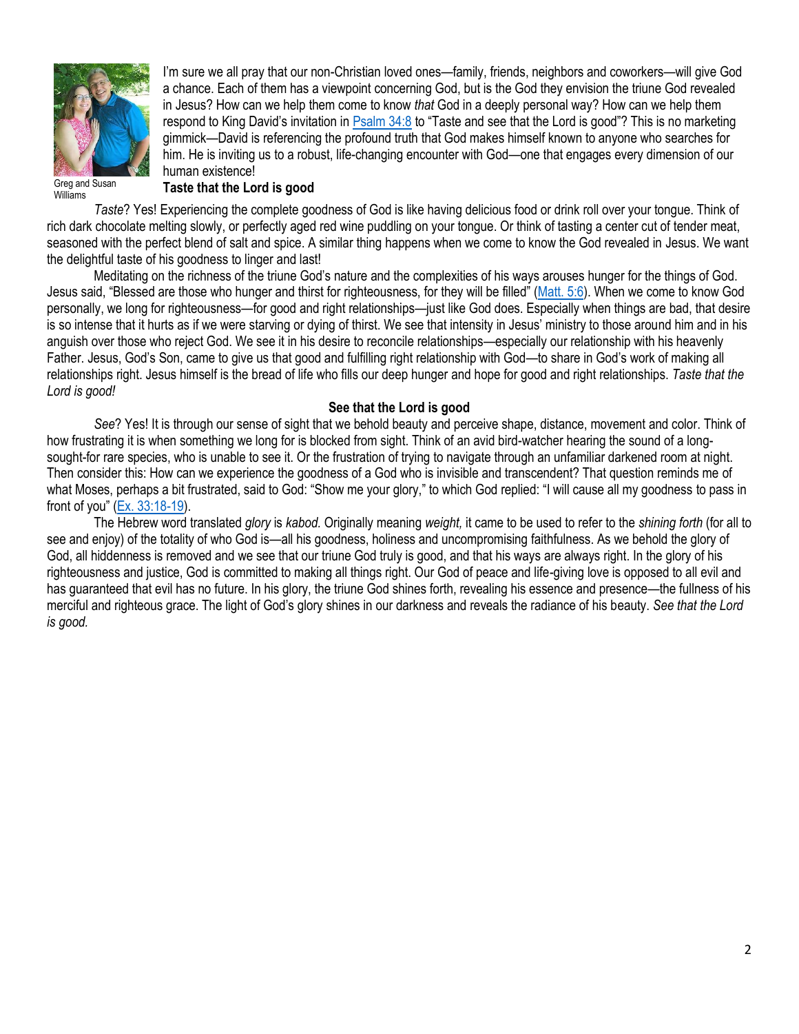Greg and Susan Williams

I'm sure we all pray that our non-Christian loved ones—family, friends, neighbors and coworkers—will give God a chance. Each of them has a viewpoint concerning God, but is the God they envision the triune God revealed in Jesus? How can we help them come to know *that* God in a deeply personal way? How can we help them respond to King David's invitation in Psalm 34:8 to "Taste and see that the Lord is good"? This is no marketing gimmick—David is referencing the profound truth that God makes himself known to anyone who searches for him. He is inviting us to a robust, life-changing encounter with God—one that engages every dimension of our human existence!

**Taste that the Lord is good**

*Taste*? Yes! Experiencing the complete goodness of God is like having delicious food or drink roll over your tongue. Think of rich dark chocolate melting slowly, or perfectly aged red wine puddling on your tongue. Or think of tasting a center cut of tender meat, seasoned with the perfect blend of salt and spice. A similar thing happens when we come to know the God revealed in Jesus. We want the delightful taste of his goodness to linger and last!

Meditating on the richness of the triune God's nature and the complexities of his ways arouses hunger for the things of God. Jesus said, "Blessed are those who hunger and thirst for righteousness, for they will be filled" (Matt. 5:6). When we come to know God personally, we long for righteousness—for good and right relationships—just like God does. Especially when things are bad, that desire is so intense that it hurts as if we were starving or dying of thirst. We see that intensity in Jesus' ministry to those around him and in his anguish over those who reject God. We see it in his desire to reconcile relationships—especially our relationship with his heavenly Father. Jesus, God's Son, came to give us that good and fulfilling right relationship with God—to share in God's work of making all relationships right. Jesus himself is the bread of life who fills our deep hunger and hope for good and right relationships. *Taste that the Lord is good!*

**See that the Lord is good**

*See*? Yes! It is through our sense of sight that we behold beauty and perceive shape, distance, movement and color. Think of how frustrating it is when something we long for is blocked from sight. Think of an avid bird-watcher hearing the sound of a long-sought-for rare species, who is unable to see it. Or the frustration of trying to navigate through an unfamiliar darkened room at night. Then consider this: How can we experience the goodness of a God who is invisible and transcendent? That question reminds me of what Moses, perhaps a bit frustrated, said to God: "Show me your glory," to which God replied: "I will cause all my goodness to pass in front of you" (Ex. 33:18-19).

The Hebrew word translated *glory* is *kabod.* Originally meaning *weight,* it came to be used to refer to the *shining forth* (for all to see and enjoy) of the totality of who God is—all his goodness, holiness and uncompromising faithfulness. As we behold the glory of God, all hiddenness is removed and we see that our triune God truly is good, and that his ways are always right. In the glory of his righteousness and justice, God is committed to making all things right. Our God of peace and life-giving love is opposed to all evil and has guaranteed that evil has no future. In his glory, the triune God shines forth, revealing his essence and presence—the fullness of his merciful and righteous grace. The light of God's glory shines in our darkness and reveals the radiance of his beauty. *See that the Lord is good.*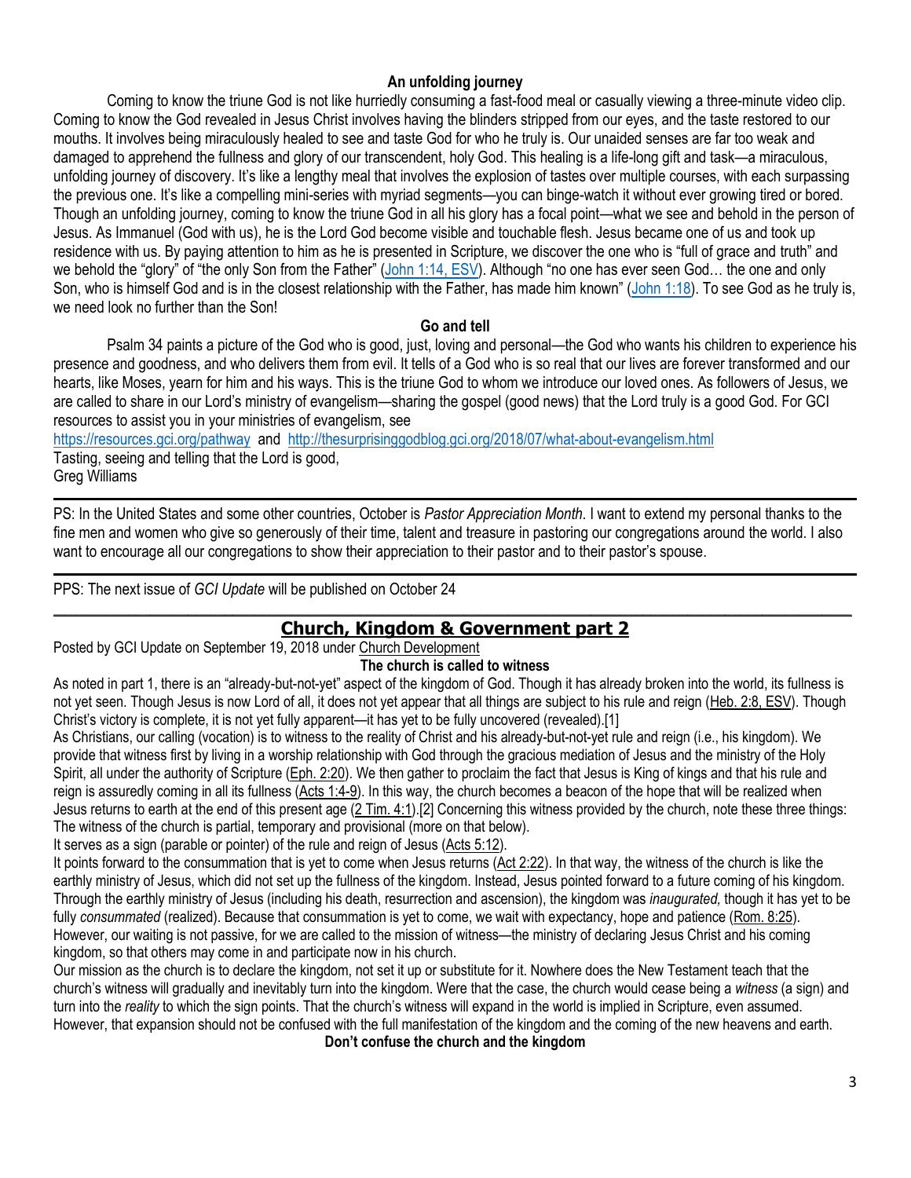### An unfolding journey

Coming to know the triune God is not like hurriedly consuming a fast-food meal or casually viewing a three-minute video clip. Coming to know the God revealed in Jesus Christ involves having the blinders stripped from our eyes, and the taste restored to our mouths. It involves being miraculously healed to see and taste God for who he truly is. Our unaided senses are far too weak and damaged to apprehend the fullness and glory of our transcendent, holy God. This healing is a life-long gift and task—a miraculous, unfolding journey of discovery. It's like a lengthy meal that involves the explosion of tastes over multiple courses, with each surpassing the previous one. It's like a compelling mini-series with myriad segments—you can binge-watch it without ever growing tired or bored. Though an unfolding journey, coming to know the triune God in all his glory has a focal point—what we see and behold in the person of Jesus. As Immanuel (God with us), he is the Lord God become visible and touchable flesh. Jesus became one of us and took up residence with us. By paying attention to him as he is presented in Scripture, we discover the one who is "full of grace and truth" and we behold the "glory" of "the only Son from the Father" (John 1:14, ESV). Although "no one has ever seen God… the one and only Son, who is himself God and is in the closest relationship with the Father, has made him known" (John 1:18). To see God as he truly is, we need look no further than the Son!

### Go and tell

Psalm 34 paints a picture of the God who is good, just, loving and personal—the God who wants his children to experience his presence and goodness, and who delivers them from evil. It tells of a God who is so real that our lives are forever transformed and our hearts, like Moses, yearn for him and his ways. This is the triune God to whom we introduce our loved ones. As followers of Jesus, we are called to share in our Lord's ministry of evangelism—sharing the gospel (good news) that the Lord truly is a good God. For GCI resources to assist you in your ministries of evangelism, see https://resources.gci.org/pathway and http://thesurprisinggodblog.gci.org/2018/07/what-about-evangelism.html

Tasting, seeing and telling that the Lord is good,
Greg Williams

---

PS: In the United States and some other countries, October is *Pastor Appreciation Month*. I want to extend my personal thanks to the fine men and women who give so generously of their time, talent and treasure in pastoring our congregations around the world. I also want to encourage all our congregations to show their appreciation to their pastor and to their pastor's spouse.

---

PPS: The next issue of *GCI Update* will be published on October 24

---

## Church, Kingdom & Government part 2

Posted by GCI Update on September 19, 2018 under Church Development

### The church is called to witness

As noted in part 1, there is an "already-but-not-yet" aspect of the kingdom of God. Though it has already broken into the world, its fullness is not yet seen. Though Jesus is now Lord of all, it does not yet appear that all things are subject to his rule and reign (Heb. 2:8, ESV). Though Christ's victory is complete, it is not yet fully apparent—it has yet to be fully uncovered (revealed).[1]

As Christians, our calling (vocation) is to witness to the reality of Christ and his already-but-not-yet rule and reign (i.e., his kingdom). We provide that witness first by living in a worship relationship with God through the gracious mediation of Jesus and the ministry of the Holy Spirit, all under the authority of Scripture (Eph. 2:20). We then gather to proclaim the fact that Jesus is King of kings and that his rule and reign is assuredly coming in all its fullness (Acts 1:4-9). In this way, the church becomes a beacon of the hope that will be realized when Jesus returns to earth at the end of this present age (2 Tim. 4:1).[2] Concerning this witness provided by the church, note these three things:

The witness of the church is partial, temporary and provisional (more on that below).

It serves as a sign (parable or pointer) of the rule and reign of Jesus (Acts 5:12).

It points forward to the consummation that is yet to come when Jesus returns (Act 2:22). In that way, the witness of the church is like the earthly ministry of Jesus, which did not set up the fullness of the kingdom. Instead, Jesus pointed forward to a future coming of his kingdom. Through the earthly ministry of Jesus (including his death, resurrection and ascension), the kingdom was *inaugurated*, though it has yet to be fully *consummated* (realized). Because that consummation is yet to come, we wait with expectancy, hope and patience (Rom. 8:25). However, our waiting is not passive, for we are called to the mission of witness—the ministry of declaring Jesus Christ and his coming kingdom, so that others may come in and participate now in his church.

Our mission as the church is to declare the kingdom, not set it up or substitute for it. Nowhere does the New Testament teach that the church's witness will gradually and inevitably turn into the kingdom. Were that the case, the church would cease being a *witness* (a sign) and turn into the *reality* to which the sign points. That the church's witness will expand in the world is implied in Scripture, even assumed. However, that expansion should not be confused with the full manifestation of the kingdom and the coming of the new heavens and earth.

### Don't confuse the church and the kingdom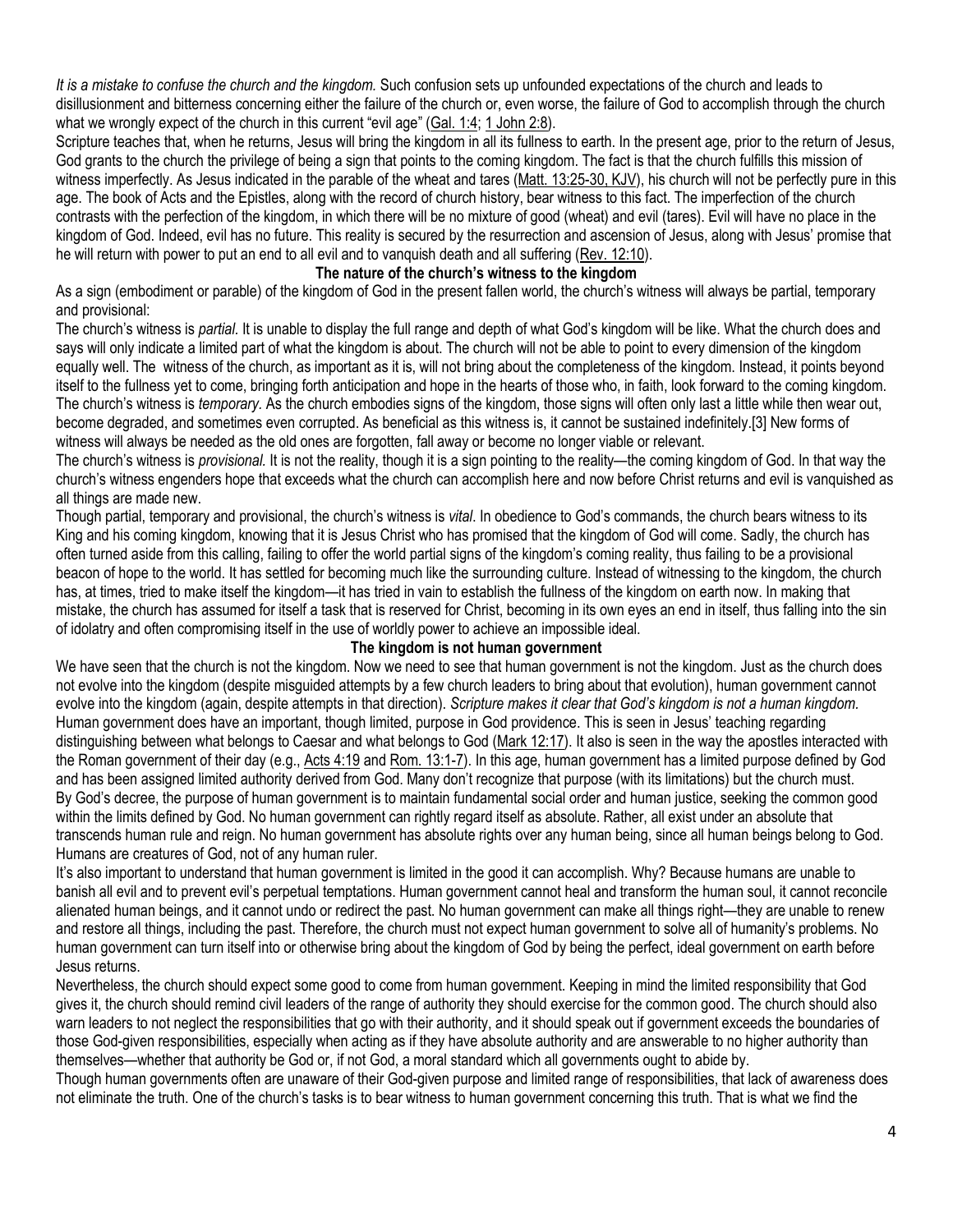*It is a mistake to confuse the church and the kingdom.* Such confusion sets up unfounded expectations of the church and leads to disillusionment and bitterness concerning either the failure of the church or, even worse, the failure of God to accomplish through the church what we wrongly expect of the church in this current "evil age" (Gal. 1:4; 1 John 2:8).

Scripture teaches that, when he returns, Jesus will bring the kingdom in all its fullness to earth. In the present age, prior to the return of Jesus, God grants to the church the privilege of being a sign that points to the coming kingdom. The fact is that the church fulfills this mission of witness imperfectly. As Jesus indicated in the parable of the wheat and tares (Matt. 13:25-30, KJV), his church will not be perfectly pure in this age. The book of Acts and the Epistles, along with the record of church history, bear witness to this fact. The imperfection of the church contrasts with the perfection of the kingdom, in which there will be no mixture of good (wheat) and evil (tares). Evil will have no place in the kingdom of God. Indeed, evil has no future. This reality is secured by the resurrection and ascension of Jesus, along with Jesus' promise that he will return with power to put an end to all evil and to vanquish death and all suffering (Rev. 12:10).

### The nature of the church's witness to the kingdom

As a sign (embodiment or parable) of the kingdom of God in the present fallen world, the church's witness will always be partial, temporary and provisional:

The church's witness is *partial.* It is unable to display the full range and depth of what God's kingdom will be like. What the church does and says will only indicate a limited part of what the kingdom is about. The church will not be able to point to every dimension of the kingdom equally well. The witness of the church, as important as it is, will not bring about the completeness of the kingdom. Instead, it points beyond itself to the fullness yet to come, bringing forth anticipation and hope in the hearts of those who, in faith, look forward to the coming kingdom.

The church's witness is *temporary.* As the church embodies signs of the kingdom, those signs will often only last a little while then wear out, become degraded, and sometimes even corrupted. As beneficial as this witness is, it cannot be sustained indefinitely.[3] New forms of witness will always be needed as the old ones are forgotten, fall away or become no longer viable or relevant.

The church's witness is *provisional.* It is not the reality, though it is a sign pointing to the reality—the coming kingdom of God. In that way the church's witness engenders hope that exceeds what the church can accomplish here and now before Christ returns and evil is vanquished as all things are made new.

Though partial, temporary and provisional, the church's witness is *vital*. In obedience to God's commands, the church bears witness to its King and his coming kingdom, knowing that it is Jesus Christ who has promised that the kingdom of God will come. Sadly, the church has often turned aside from this calling, failing to offer the world partial signs of the kingdom's coming reality, thus failing to be a provisional beacon of hope to the world. It has settled for becoming much like the surrounding culture. Instead of witnessing to the kingdom, the church has, at times, tried to make itself the kingdom—it has tried in vain to establish the fullness of the kingdom on earth now. In making that mistake, the church has assumed for itself a task that is reserved for Christ, becoming in its own eyes an end in itself, thus falling into the sin of idolatry and often compromising itself in the use of worldly power to achieve an impossible ideal.

### The kingdom is not human government

We have seen that the church is not the kingdom. Now we need to see that human government is not the kingdom. Just as the church does not evolve into the kingdom (despite misguided attempts by a few church leaders to bring about that evolution), human government cannot evolve into the kingdom (again, despite attempts in that direction). *Scripture makes it clear that God's kingdom is not a human kingdom.* Human government does have an important, though limited, purpose in God providence. This is seen in Jesus' teaching regarding distinguishing between what belongs to Caesar and what belongs to God (Mark 12:17). It also is seen in the way the apostles interacted with the Roman government of their day (e.g., Acts 4:19 and Rom. 13:1-7). In this age, human government has a limited purpose defined by God and has been assigned limited authority derived from God. Many don't recognize that purpose (with its limitations) but the church must.

By God's decree, the purpose of human government is to maintain fundamental social order and human justice, seeking the common good within the limits defined by God. No human government can rightly regard itself as absolute. Rather, all exist under an absolute that transcends human rule and reign. No human government has absolute rights over any human being, since all human beings belong to God. Humans are creatures of God, not of any human ruler.

It's also important to understand that human government is limited in the good it can accomplish. Why? Because humans are unable to banish all evil and to prevent evil's perpetual temptations. Human government cannot heal and transform the human soul, it cannot reconcile alienated human beings, and it cannot undo or redirect the past. No human government can make all things right—they are unable to renew and restore all things, including the past. Therefore, the church must not expect human government to solve all of humanity's problems. No human government can turn itself into or otherwise bring about the kingdom of God by being the perfect, ideal government on earth before Jesus returns.

Nevertheless, the church should expect some good to come from human government. Keeping in mind the limited responsibility that God gives it, the church should remind civil leaders of the range of authority they should exercise for the common good. The church should also warn leaders to not neglect the responsibilities that go with their authority, and it should speak out if government exceeds the boundaries of those God-given responsibilities, especially when acting as if they have absolute authority and are answerable to no higher authority than themselves—whether that authority be God or, if not God, a moral standard which all governments ought to abide by.

Though human governments often are unaware of their God-given purpose and limited range of responsibilities, that lack of awareness does not eliminate the truth. One of the church's tasks is to bear witness to human government concerning this truth. That is what we find the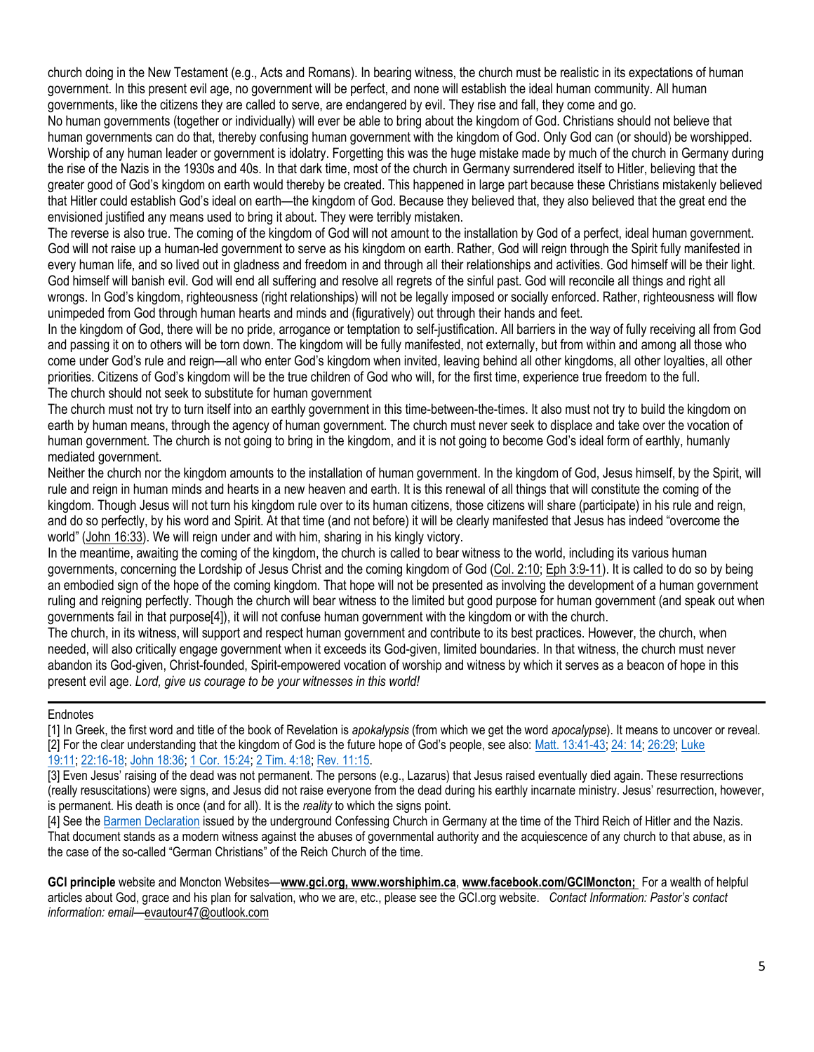church doing in the New Testament (e.g., Acts and Romans). In bearing witness, the church must be realistic in its expectations of human government. In this present evil age, no government will be perfect, and none will establish the ideal human community. All human governments, like the citizens they are called to serve, are endangered by evil. They rise and fall, they come and go.

No human governments (together or individually) will ever be able to bring about the kingdom of God. Christians should not believe that human governments can do that, thereby confusing human government with the kingdom of God. Only God can (or should) be worshipped. Worship of any human leader or government is idolatry. Forgetting this was the huge mistake made by much of the church in Germany during the rise of the Nazis in the 1930s and 40s. In that dark time, most of the church in Germany surrendered itself to Hitler, believing that the greater good of God's kingdom on earth would thereby be created. This happened in large part because these Christians mistakenly believed that Hitler could establish God's ideal on earth—the kingdom of God. Because they believed that, they also believed that the great end the envisioned justified any means used to bring it about. They were terribly mistaken.

The reverse is also true. The coming of the kingdom of God will not amount to the installation by God of a perfect, ideal human government. God will not raise up a human-led government to serve as his kingdom on earth. Rather, God will reign through the Spirit fully manifested in every human life, and so lived out in gladness and freedom in and through all their relationships and activities. God himself will be their light. God himself will banish evil. God will end all suffering and resolve all regrets of the sinful past. God will reconcile all things and right all wrongs. In God's kingdom, righteousness (right relationships) will not be legally imposed or socially enforced. Rather, righteousness will flow unimpeded from God through human hearts and minds and (figuratively) out through their hands and feet.

In the kingdom of God, there will be no pride, arrogance or temptation to self-justification. All barriers in the way of fully receiving all from God and passing it on to others will be torn down. The kingdom will be fully manifested, not externally, but from within and among all those who come under God's rule and reign—all who enter God's kingdom when invited, leaving behind all other kingdoms, all other loyalties, all other priorities. Citizens of God's kingdom will be the true children of God who will, for the first time, experience true freedom to the full.

The church should not seek to substitute for human government

The church must not try to turn itself into an earthly government in this time-between-the-times. It also must not try to build the kingdom on earth by human means, through the agency of human government. The church must never seek to displace and take over the vocation of human government. The church is not going to bring in the kingdom, and it is not going to become God's ideal form of earthly, humanly mediated government.

Neither the church nor the kingdom amounts to the installation of human government. In the kingdom of God, Jesus himself, by the Spirit, will rule and reign in human minds and hearts in a new heaven and earth. It is this renewal of all things that will constitute the coming of the kingdom. Though Jesus will not turn his kingdom rule over to its human citizens, those citizens will share (participate) in his rule and reign, and do so perfectly, by his word and Spirit. At that time (and not before) it will be clearly manifested that Jesus has indeed "overcome the world" (John 16:33). We will reign under and with him, sharing in his kingly victory.

In the meantime, awaiting the coming of the kingdom, the church is called to bear witness to the world, including its various human governments, concerning the Lordship of Jesus Christ and the coming kingdom of God (Col. 2:10; Eph 3:9-11). It is called to do so by being an embodied sign of the hope of the coming kingdom. That hope will not be presented as involving the development of a human government ruling and reigning perfectly. Though the church will bear witness to the limited but good purpose for human government (and speak out when governments fail in that purpose[4]), it will not confuse human government with the kingdom or with the church.

The church, in its witness, will support and respect human government and contribute to its best practices. However, the church, when needed, will also critically engage government when it exceeds its God-given, limited boundaries. In that witness, the church must never abandon its God-given, Christ-founded, Spirit-empowered vocation of worship and witness by which it serves as a beacon of hope in this present evil age. *Lord, give us courage to be your witnesses in this world!*

---

Endnotes

[1] In Greek, the first word and title of the book of Revelation is *apokalypsis* (from which we get the word *apocalypse*). It means to uncover or reveal.

[2] For the clear understanding that the kingdom of God is the future hope of God's people, see also: Matt. 13:41-43; 24: 14; 26:29; Luke 19:11; 22:16-18; John 18:36; 1 Cor. 15:24; 2 Tim. 4:18; Rev. 11:15.

[3] Even Jesus' raising of the dead was not permanent. The persons (e.g., Lazarus) that Jesus raised eventually died again. These resurrections (really resuscitations) were signs, and Jesus did not raise everyone from the dead during his earthly incarnate ministry. Jesus' resurrection, however, is permanent. His death is once (and for all). It is the *reality* to which the signs point.

[4] See the Barmen Declaration issued by the underground Confessing Church in Germany at the time of the Third Reich of Hitler and the Nazis. That document stands as a modern witness against the abuses of governmental authority and the acquiescence of any church to that abuse, as in the case of the so-called "German Christians" of the Reich Church of the time.

**GCI principle** website and Moncton Websites—**www.gci.org, www.worshiphim.ca**, **www.facebook.com/GCIMoncton;** For a wealth of helpful articles about God, grace and his plan for salvation, who we are, etc., please see the GCI.org website. *Contact Information: Pastor's contact information: email*—evautour47@outlook.com